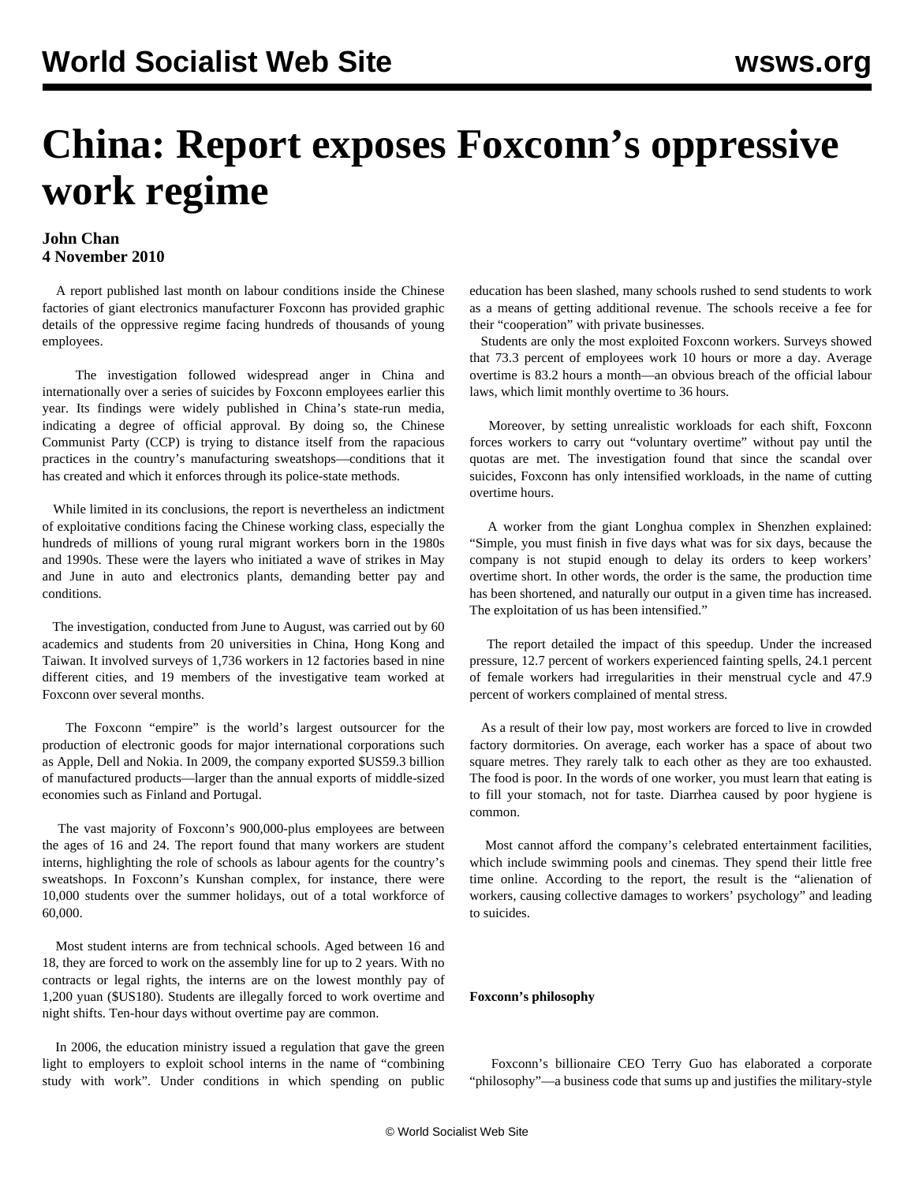# China: Report exposes Foxconn's oppressive work regime

**John Chan**
**4 November 2010**

A report published last month on labour conditions inside the Chinese factories of giant electronics manufacturer Foxconn has provided graphic details of the oppressive regime facing hundreds of thousands of young employees.

The investigation followed widespread anger in China and internationally over a series of suicides by Foxconn employees earlier this year. Its findings were widely published in China's state-run media, indicating a degree of official approval. By doing so, the Chinese Communist Party (CCP) is trying to distance itself from the rapacious practices in the country's manufacturing sweatshops—conditions that it has created and which it enforces through its police-state methods.

While limited in its conclusions, the report is nevertheless an indictment of exploitative conditions facing the Chinese working class, especially the hundreds of millions of young rural migrant workers born in the 1980s and 1990s. These were the layers who initiated a wave of strikes in May and June in auto and electronics plants, demanding better pay and conditions.

The investigation, conducted from June to August, was carried out by 60 academics and students from 20 universities in China, Hong Kong and Taiwan. It involved surveys of 1,736 workers in 12 factories based in nine different cities, and 19 members of the investigative team worked at Foxconn over several months.

The Foxconn "empire" is the world's largest outsourcer for the production of electronic goods for major international corporations such as Apple, Dell and Nokia. In 2009, the company exported $US59.3 billion of manufactured products—larger than the annual exports of middle-sized economies such as Finland and Portugal.

The vast majority of Foxconn's 900,000-plus employees are between the ages of 16 and 24. The report found that many workers are student interns, highlighting the role of schools as labour agents for the country's sweatshops. In Foxconn's Kunshan complex, for instance, there were 10,000 students over the summer holidays, out of a total workforce of 60,000.

Most student interns are from technical schools. Aged between 16 and 18, they are forced to work on the assembly line for up to 2 years. With no contracts or legal rights, the interns are on the lowest monthly pay of 1,200 yuan ($US180). Students are illegally forced to work overtime and night shifts. Ten-hour days without overtime pay are common.

In 2006, the education ministry issued a regulation that gave the green light to employers to exploit school interns in the name of "combining study with work". Under conditions in which spending on public education has been slashed, many schools rushed to send students to work as a means of getting additional revenue. The schools receive a fee for their "cooperation" with private businesses.

Students are only the most exploited Foxconn workers. Surveys showed that 73.3 percent of employees work 10 hours or more a day. Average overtime is 83.2 hours a month—an obvious breach of the official labour laws, which limit monthly overtime to 36 hours.

Moreover, by setting unrealistic workloads for each shift, Foxconn forces workers to carry out "voluntary overtime" without pay until the quotas are met. The investigation found that since the scandal over suicides, Foxconn has only intensified workloads, in the name of cutting overtime hours.

A worker from the giant Longhua complex in Shenzhen explained: "Simple, you must finish in five days what was for six days, because the company is not stupid enough to delay its orders to keep workers' overtime short. In other words, the order is the same, the production time has been shortened, and naturally our output in a given time has increased. The exploitation of us has been intensified."

The report detailed the impact of this speedup. Under the increased pressure, 12.7 percent of workers experienced fainting spells, 24.1 percent of female workers had irregularities in their menstrual cycle and 47.9 percent of workers complained of mental stress.

As a result of their low pay, most workers are forced to live in crowded factory dormitories. On average, each worker has a space of about two square metres. They rarely talk to each other as they are too exhausted. The food is poor. In the words of one worker, you must learn that eating is to fill your stomach, not for taste. Diarrhea caused by poor hygiene is common.

Most cannot afford the company's celebrated entertainment facilities, which include swimming pools and cinemas. They spend their little free time online. According to the report, the result is the "alienation of workers, causing collective damages to workers' psychology" and leading to suicides.

**Foxconn's philosophy**

Foxconn's billionaire CEO Terry Guo has elaborated a corporate "philosophy"—a business code that sums up and justifies the military-style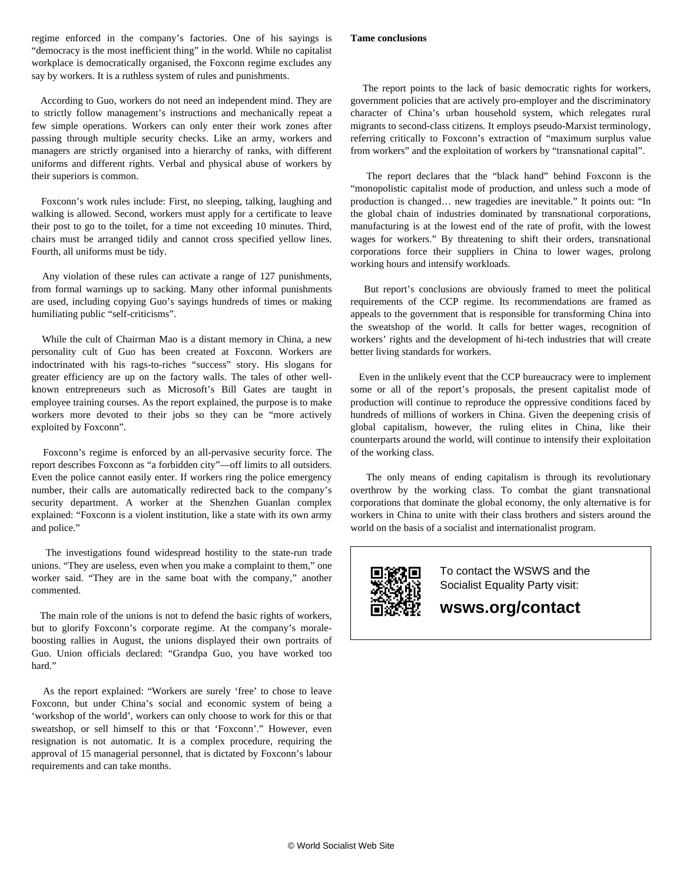regime enforced in the company's factories. One of his sayings is "democracy is the most inefficient thing" in the world. While no capitalist workplace is democratically organised, the Foxconn regime excludes any say by workers. It is a ruthless system of rules and punishments.

According to Guo, workers do not need an independent mind. They are to strictly follow management's instructions and mechanically repeat a few simple operations. Workers can only enter their work zones after passing through multiple security checks. Like an army, workers and managers are strictly organised into a hierarchy of ranks, with different uniforms and different rights. Verbal and physical abuse of workers by their superiors is common.

Foxconn's work rules include: First, no sleeping, talking, laughing and walking is allowed. Second, workers must apply for a certificate to leave their post to go to the toilet, for a time not exceeding 10 minutes. Third, chairs must be arranged tidily and cannot cross specified yellow lines. Fourth, all uniforms must be tidy.

Any violation of these rules can activate a range of 127 punishments, from formal warnings up to sacking. Many other informal punishments are used, including copying Guo's sayings hundreds of times or making humiliating public "self-criticisms".

While the cult of Chairman Mao is a distant memory in China, a new personality cult of Guo has been created at Foxconn. Workers are indoctrinated with his rags-to-riches "success" story. His slogans for greater efficiency are up on the factory walls. The tales of other well-known entrepreneurs such as Microsoft's Bill Gates are taught in employee training courses. As the report explained, the purpose is to make workers more devoted to their jobs so they can be "more actively exploited by Foxconn".

Foxconn's regime is enforced by an all-pervasive security force. The report describes Foxconn as "a forbidden city"—off limits to all outsiders. Even the police cannot easily enter. If workers ring the police emergency number, their calls are automatically redirected back to the company's security department. A worker at the Shenzhen Guanlan complex explained: "Foxconn is a violent institution, like a state with its own army and police."

The investigations found widespread hostility to the state-run trade unions. "They are useless, even when you make a complaint to them," one worker said. "They are in the same boat with the company," another commented.

The main role of the unions is not to defend the basic rights of workers, but to glorify Foxconn's corporate regime. At the company's morale-boosting rallies in August, the unions displayed their own portraits of Guo. Union officials declared: "Grandpa Guo, you have worked too hard."

As the report explained: "Workers are surely 'free' to chose to leave Foxconn, but under China's social and economic system of being a 'workshop of the world', workers can only choose to work for this or that sweatshop, or sell himself to this or that 'Foxconn'." However, even resignation is not automatic. It is a complex procedure, requiring the approval of 15 managerial personnel, that is dictated by Foxconn's labour requirements and can take months.

**Tame conclusions**

The report points to the lack of basic democratic rights for workers, government policies that are actively pro-employer and the discriminatory character of China's urban household system, which relegates rural migrants to second-class citizens. It employs pseudo-Marxist terminology, referring critically to Foxconn's extraction of "maximum surplus value from workers" and the exploitation of workers by "transnational capital".

The report declares that the "black hand" behind Foxconn is the "monopolistic capitalist mode of production, and unless such a mode of production is changed… new tragedies are inevitable." It points out: "In the global chain of industries dominated by transnational corporations, manufacturing is at the lowest end of the rate of profit, with the lowest wages for workers." By threatening to shift their orders, transnational corporations force their suppliers in China to lower wages, prolong working hours and intensify workloads.

But report's conclusions are obviously framed to meet the political requirements of the CCP regime. Its recommendations are framed as appeals to the government that is responsible for transforming China into the sweatshop of the world. It calls for better wages, recognition of workers' rights and the development of hi-tech industries that will create better living standards for workers.

Even in the unlikely event that the CCP bureaucracy were to implement some or all of the report's proposals, the present capitalist mode of production will continue to reproduce the oppressive conditions faced by hundreds of millions of workers in China. Given the deepening crisis of global capitalism, however, the ruling elites in China, like their counterparts around the world, will continue to intensify their exploitation of the working class.

The only means of ending capitalism is through its revolutionary overthrow by the working class. To combat the giant transnational corporations that dominate the global economy, the only alternative is for workers in China to unite with their class brothers and sisters around the world on the basis of a socialist and internationalist program.

To contact the WSWS and the Socialist Equality Party visit:

**wsws.org/contact**